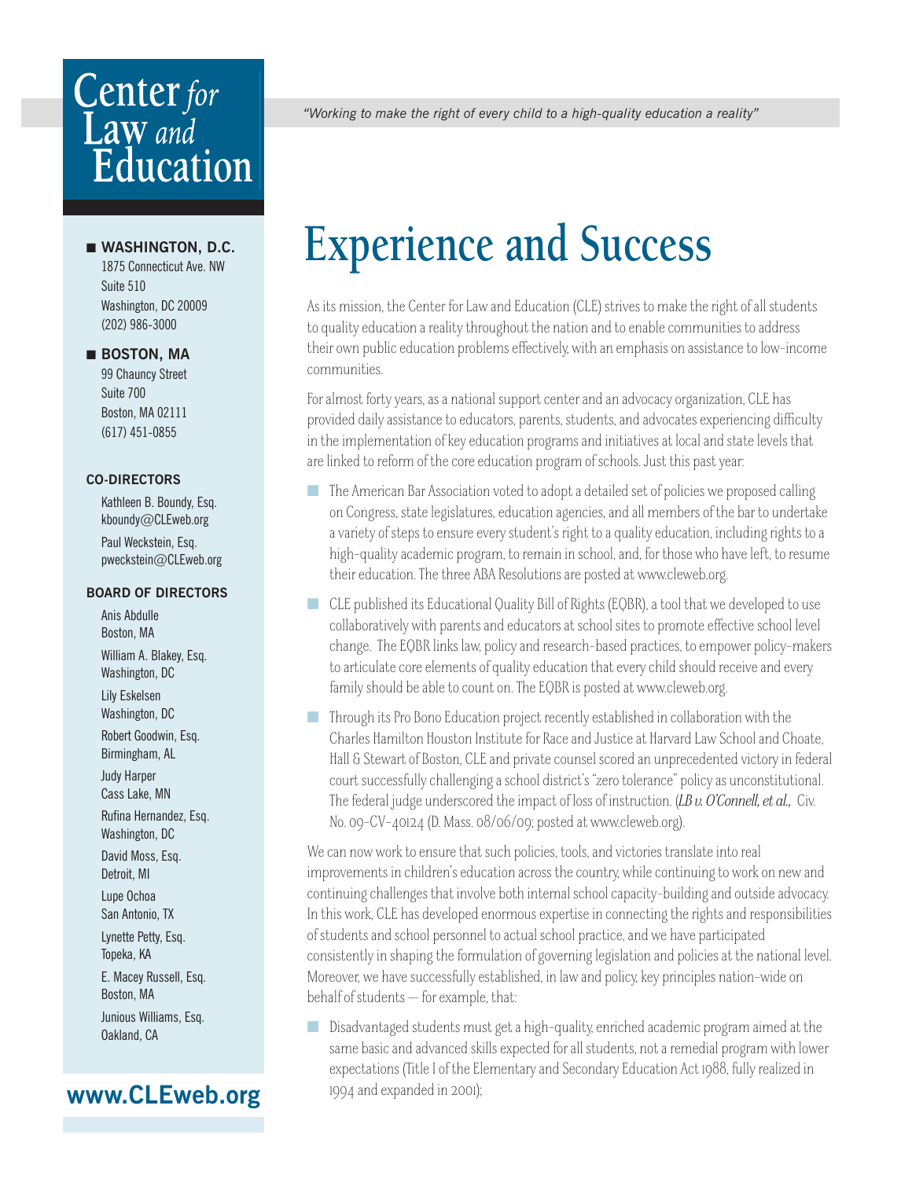# Center *for* Law *and* Education

*"Working to make the right of every child to a high-quality education a reality"*

■ **WASHINGTON, D.C.**
1875 Connecticut Ave. NW
Suite 510
Washington, DC 20009
(202) 986-3000

■ **BOSTON, MA**
99 Chauncy Street
Suite 700
Boston, MA 02111
(617) 451-0855

**CO-DIRECTORS**

Kathleen B. Boundy, Esq.
kboundy@CLEweb.org

Paul Weckstein, Esq.
pweckstein@CLEweb.org

**BOARD OF DIRECTORS**

Anis Abdulle
Boston, MA

William A. Blakey, Esq.
Washington, DC

Lily Eskelsen
Washington, DC

Robert Goodwin, Esq.
Birmingham, AL

Judy Harper
Cass Lake, MN

Rufina Hernandez, Esq.
Washington, DC

David Moss, Esq.
Detroit, MI

Lupe Ochoa
San Antonio, TX

Lynette Petty, Esq.
Topeka, KA

E. Macey Russell, Esq.
Boston, MA

Junious Williams, Esq.
Oakland, CA

**www.CLEweb.org**

# Experience and Success

As its mission, the Center for Law and Education (CLE) strives to make the right of all students to quality education a reality throughout the nation and to enable communities to address their own public education problems effectively, with an emphasis on assistance to low-income communities.

For almost forty years, as a national support center and an advocacy organization, CLE has provided daily assistance to educators, parents, students, and advocates experiencing difficulty in the implementation of key education programs and initiatives at local and state levels that are linked to reform of the core education program of schools. Just this past year:

- The American Bar Association voted to adopt a detailed set of policies we proposed calling on Congress, state legislatures, education agencies, and all members of the bar to undertake a variety of steps to ensure every student's right to a quality education, including rights to a high-quality academic program, to remain in school, and, for those who have left, to resume their education. The three ABA Resolutions are posted at www.cleweb.org.
- CLE published its Educational Quality Bill of Rights (EQBR), a tool that we developed to use collaboratively with parents and educators at school sites to promote effective school level change. The EQBR links law, policy and research-based practices, to empower policy-makers to articulate core elements of quality education that every child should receive and every family should be able to count on. The EQBR is posted at www.cleweb.org.
- Through its Pro Bono Education project recently established in collaboration with the Charles Hamilton Houston Institute for Race and Justice at Harvard Law School and Choate, Hall & Stewart of Boston, CLE and private counsel scored an unprecedented victory in federal court successfully challenging a school district's "zero tolerance" policy as unconstitutional. The federal judge underscored the impact of loss of instruction. (*LB v. O'Connell, et al.,* Civ. No. 09-CV-40124 (D. Mass. 08/06/09; posted at www.cleweb.org).

We can now work to ensure that such policies, tools, and victories translate into real improvements in children's education across the country, while continuing to work on new and continuing challenges that involve both internal school capacity-building and outside advocacy. In this work, CLE has developed enormous expertise in connecting the rights and responsibilities of students and school personnel to actual school practice, and we have participated consistently in shaping the formulation of governing legislation and policies at the national level. Moreover, we have successfully established, in law and policy, key principles nation-wide on behalf of students — for example, that:

- Disadvantaged students must get a high-quality, enriched academic program aimed at the same basic and advanced skills expected for all students, not a remedial program with lower expectations (Title I of the Elementary and Secondary Education Act 1988, fully realized in 1994 and expanded in 2001);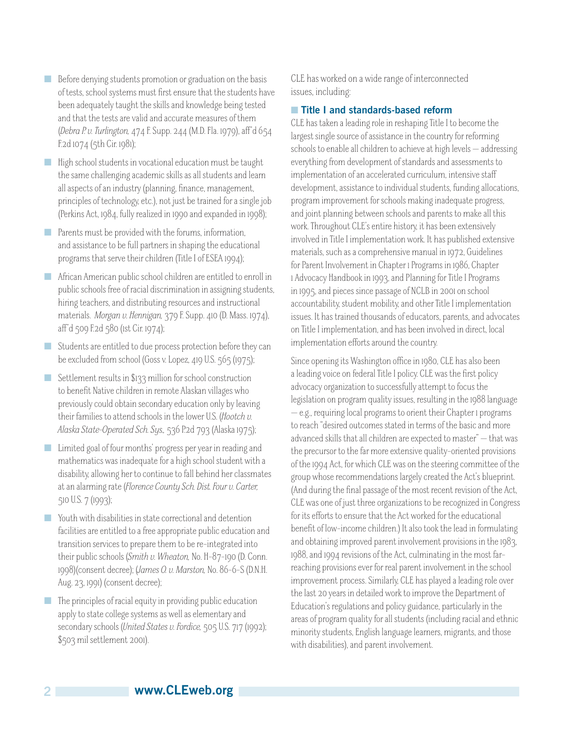- Before denying students promotion or graduation on the basis of tests, school systems must first ensure that the students have been adequately taught the skills and knowledge being tested and that the tests are valid and accurate measures of them (*Debra P. v. Turlington,* 474 F. Supp. 244 (M.D. Fla. 1979), aff'd 654 F.2d 1074 (5th Cir. 1981);
- High school students in vocational education must be taught the same challenging academic skills as all students and learn all aspects of an industry (planning, finance, management, principles of technology, etc.), not just be trained for a single job (Perkins Act, 1984, fully realized in 1990 and expanded in 1998);
- Parents must be provided with the forums, information, and assistance to be full partners in shaping the educational programs that serve their children (Title I of ESEA 1994);
- African American public school children are entitled to enroll in public schools free of racial discrimination in assigning students, hiring teachers, and distributing resources and instructional materials. *Morgan v. Hennigan,* 379 F. Supp. 410 (D. Mass. 1974), aff'd 509 F.2d 580 (1st Cir. 1974);
- Students are entitled to due process protection before they can be excluded from school (Goss v. Lopez, 419 U.S. 565 (1975);
- Settlement results in $133 million for school construction to benefit Native children in remote Alaskan villages who previously could obtain secondary education only by leaving their families to attend schools in the lower U.S. (*Hootch v. Alaska State-Operated Sch. Sys.,* 536 P.2d 793 (Alaska 1975);
- Limited goal of four months' progress per year in reading and mathematics was inadequate for a high school student with a disability, allowing her to continue to fall behind her classmates at an alarming rate (*Florence County Sch. Dist. Four v. Carter,* 510 U.S. 7 (1993);
- Youth with disabilities in state correctional and detention facilities are entitled to a free appropriate public education and transition services to prepare them to be re-integrated into their public schools (*Smith v. Wheaton,* No. H-87-190 (D. Conn. 1998)(consent decree); (*James O. v. Marston,* No. 86-6-S (D.N.H. Aug. 23, 1991) (consent decree);
- The principles of racial equity in providing public education apply to state college systems as well as elementary and secondary schools (*United States v. Fordice,* 505 U.S. 717 (1992); $503 mil settlement 2001).

CLE has worked on a wide range of interconnected issues, including:

### Title I and standards-based reform

CLE has taken a leading role in reshaping Title I to become the largest single source of assistance in the country for reforming schools to enable all children to achieve at high levels — addressing everything from development of standards and assessments to implementation of an accelerated curriculum, intensive staff development, assistance to individual students, funding allocations, program improvement for schools making inadequate progress, and joint planning between schools and parents to make all this work. Throughout CLE's entire history, it has been extensively involved in Title I implementation work. It has published extensive materials, such as a comprehensive manual in 1972, Guidelines for Parent Involvement in Chapter 1 Programs in 1986, Chapter 1 Advocacy Handbook in 1993, and Planning for Title I Programs in 1995, and pieces since passage of NCLB in 2001 on school accountability, student mobility, and other Title I implementation issues. It has trained thousands of educators, parents, and advocates on Title I implementation, and has been involved in direct, local implementation efforts around the country.

Since opening its Washington office in 1980, CLE has also been a leading voice on federal Title I policy. CLE was the first policy advocacy organization to successfully attempt to focus the legislation on program quality issues, resulting in the 1988 language — e.g., requiring local programs to orient their Chapter 1 programs to reach "desired outcomes stated in terms of the basic and more advanced skills that all children are expected to master" — that was the precursor to the far more extensive quality-oriented provisions of the 1994 Act, for which CLE was on the steering committee of the group whose recommendations largely created the Act's blueprint. (And during the final passage of the most recent revision of the Act, CLE was one of just three organizations to be recognized in Congress for its efforts to ensure that the Act worked for the educational benefit of low-income children.) It also took the lead in formulating and obtaining improved parent involvement provisions in the 1983, 1988, and 1994 revisions of the Act, culminating in the most far-reaching provisions ever for real parent involvement in the school improvement process. Similarly, CLE has played a leading role over the last 20 years in detailed work to improve the Department of Education's regulations and policy guidance, particularly in the areas of program quality for all students (including racial and ethnic minority students, English language learners, migrants, and those with disabilities), and parent involvement.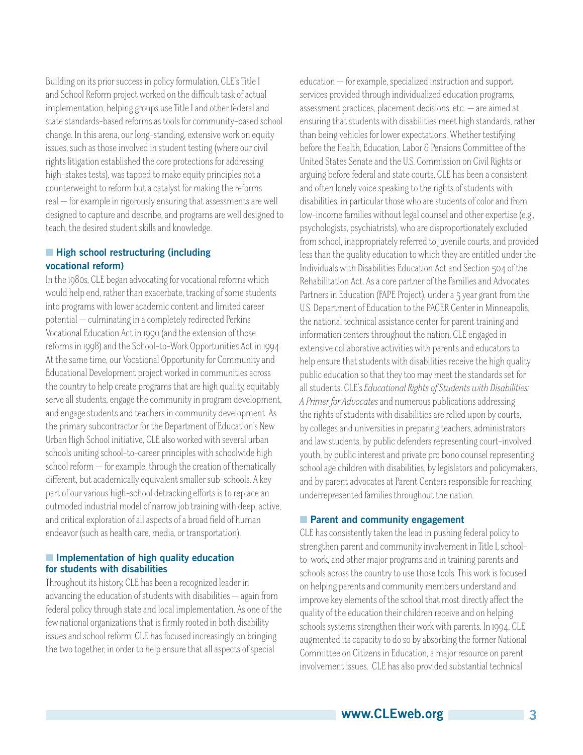Building on its prior success in policy formulation, CLE's Title I and School Reform project worked on the difficult task of actual implementation, helping groups use Title I and other federal and state standards-based reforms as tools for community-based school change. In this arena, our long-standing, extensive work on equity issues, such as those involved in student testing (where our civil rights litigation established the core protections for addressing high-stakes tests), was tapped to make equity principles not a counterweight to reform but a catalyst for making the reforms real — for example in rigorously ensuring that assessments are well designed to capture and describe, and programs are well designed to teach, the desired student skills and knowledge.

### High school restructuring (including vocational reform)

In the 1980s, CLE began advocating for vocational reforms which would help end, rather than exacerbate, tracking of some students into programs with lower academic content and limited career potential — culminating in a completely redirected Perkins Vocational Education Act in 1990 (and the extension of those reforms in 1998) and the School-to-Work Opportunities Act in 1994. At the same time, our Vocational Opportunity for Community and Educational Development project worked in communities across the country to help create programs that are high quality, equitably serve all students, engage the community in program development, and engage students and teachers in community development. As the primary subcontractor for the Department of Education's New Urban High School initiative, CLE also worked with several urban schools uniting school-to-career principles with schoolwide high school reform — for example, through the creation of thematically different, but academically equivalent smaller sub-schools. A key part of our various high-school detracking efforts is to replace an outmoded industrial model of narrow job training with deep, active, and critical exploration of all aspects of a broad field of human endeavor (such as health care, media, or transportation).

### Implementation of high quality education for students with disabilities

Throughout its history, CLE has been a recognized leader in advancing the education of students with disabilities — again from federal policy through state and local implementation. As one of the few national organizations that is firmly rooted in both disability issues and school reform, CLE has focused increasingly on bringing the two together, in order to help ensure that all aspects of special education — for example, specialized instruction and support services provided through individualized education programs, assessment practices, placement decisions, etc. — are aimed at ensuring that students with disabilities meet high standards, rather than being vehicles for lower expectations. Whether testifying before the Health, Education, Labor & Pensions Committee of the United States Senate and the U.S. Commission on Civil Rights or arguing before federal and state courts, CLE has been a consistent and often lonely voice speaking to the rights of students with disabilities, in particular those who are students of color and from low-income families without legal counsel and other expertise (e.g., psychologists, psychiatrists), who are disproportionately excluded from school, inappropriately referred to juvenile courts, and provided less than the quality education to which they are entitled under the Individuals with Disabilities Education Act and Section 504 of the Rehabilitation Act. As a core partner of the Families and Advocates Partners in Education (FAPE Project), under a 5 year grant from the U.S. Department of Education to the PACER Center in Minneapolis, the national technical assistance center for parent training and information centers throughout the nation, CLE engaged in extensive collaborative activities with parents and educators to help ensure that students with disabilities receive the high quality public education so that they too may meet the standards set for all students. CLE's *Educational Rights of Students with Disabilities: A Primer for Advocates* and numerous publications addressing the rights of students with disabilities are relied upon by courts, by colleges and universities in preparing teachers, administrators and law students, by public defenders representing court-involved youth, by public interest and private pro bono counsel representing school age children with disabilities, by legislators and policymakers, and by parent advocates at Parent Centers responsible for reaching underrepresented families throughout the nation.

### Parent and community engagement

CLE has consistently taken the lead in pushing federal policy to strengthen parent and community involvement in Title I, school-to-work, and other major programs and in training parents and schools across the country to use those tools. This work is focused on helping parents and community members understand and improve key elements of the school that most directly affect the quality of the education their children receive and on helping schools systems strengthen their work with parents. In 1994, CLE augmented its capacity to do so by absorbing the former National Committee on Citizens in Education, a major resource on parent involvement issues. CLE has also provided substantial technical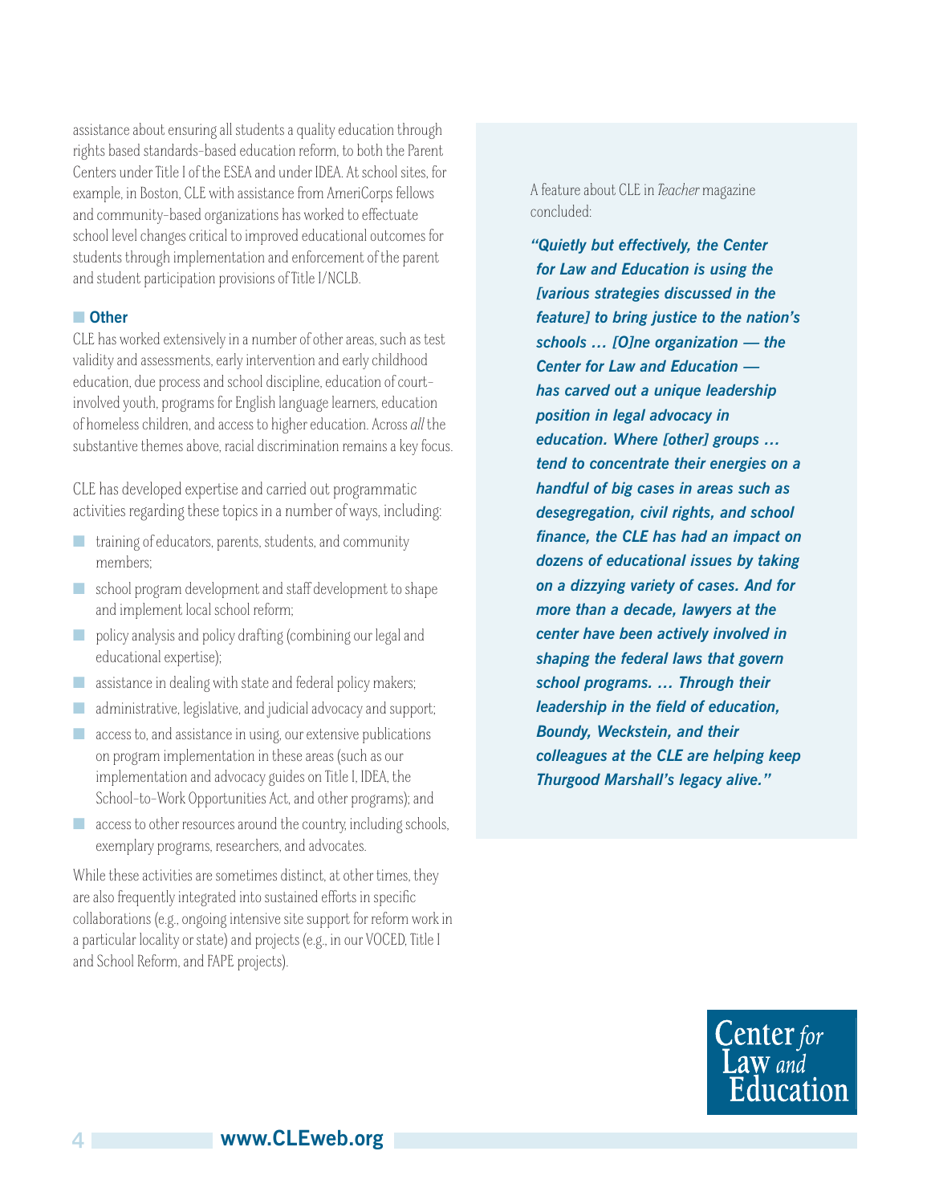assistance about ensuring all students a quality education through rights based standards-based education reform, to both the Parent Centers under Title I of the ESEA and under IDEA. At school sites, for example, in Boston, CLE with assistance from AmeriCorps fellows and community-based organizations has worked to effectuate school level changes critical to improved educational outcomes for students through implementation and enforcement of the parent and student participation provisions of Title I/NCLB.

### Other

CLE has worked extensively in a number of other areas, such as test validity and assessments, early intervention and early childhood education, due process and school discipline, education of court-involved youth, programs for English language learners, education of homeless children, and access to higher education. Across *all* the substantive themes above, racial discrimination remains a key focus.

CLE has developed expertise and carried out programmatic activities regarding these topics in a number of ways, including:

- training of educators, parents, students, and community members;
- school program development and staff development to shape and implement local school reform;
- policy analysis and policy drafting (combining our legal and educational expertise);
- assistance in dealing with state and federal policy makers;
- administrative, legislative, and judicial advocacy and support;
- access to, and assistance in using, our extensive publications on program implementation in these areas (such as our implementation and advocacy guides on Title I, IDEA, the School-to-Work Opportunities Act, and other programs); and
- access to other resources around the country, including schools, exemplary programs, researchers, and advocates.

While these activities are sometimes distinct, at other times, they are also frequently integrated into sustained efforts in specific collaborations (e.g., ongoing intensive site support for reform work in a particular locality or state) and projects (e.g., in our VOCED, Title I and School Reform, and FAPE projects).

A feature about CLE in *Teacher* magazine concluded:

***"Quietly but effectively, the Center for Law and Education is using the [various strategies discussed in the feature] to bring justice to the nation's schools … [O]ne organization — the Center for Law and Education — has carved out a unique leadership position in legal advocacy in education. Where [other] groups … tend to concentrate their energies on a handful of big cases in areas such as desegregation, civil rights, and school finance, the CLE has had an impact on dozens of educational issues by taking on a dizzying variety of cases. And for more than a decade, lawyers at the center have been actively involved in shaping the federal laws that govern school programs. … Through their leadership in the field of education, Boundy, Weckstein, and their colleagues at the CLE are helping keep Thurgood Marshall's legacy alive."***

Center *for* Law *and* Education

**www.CLEweb.org**